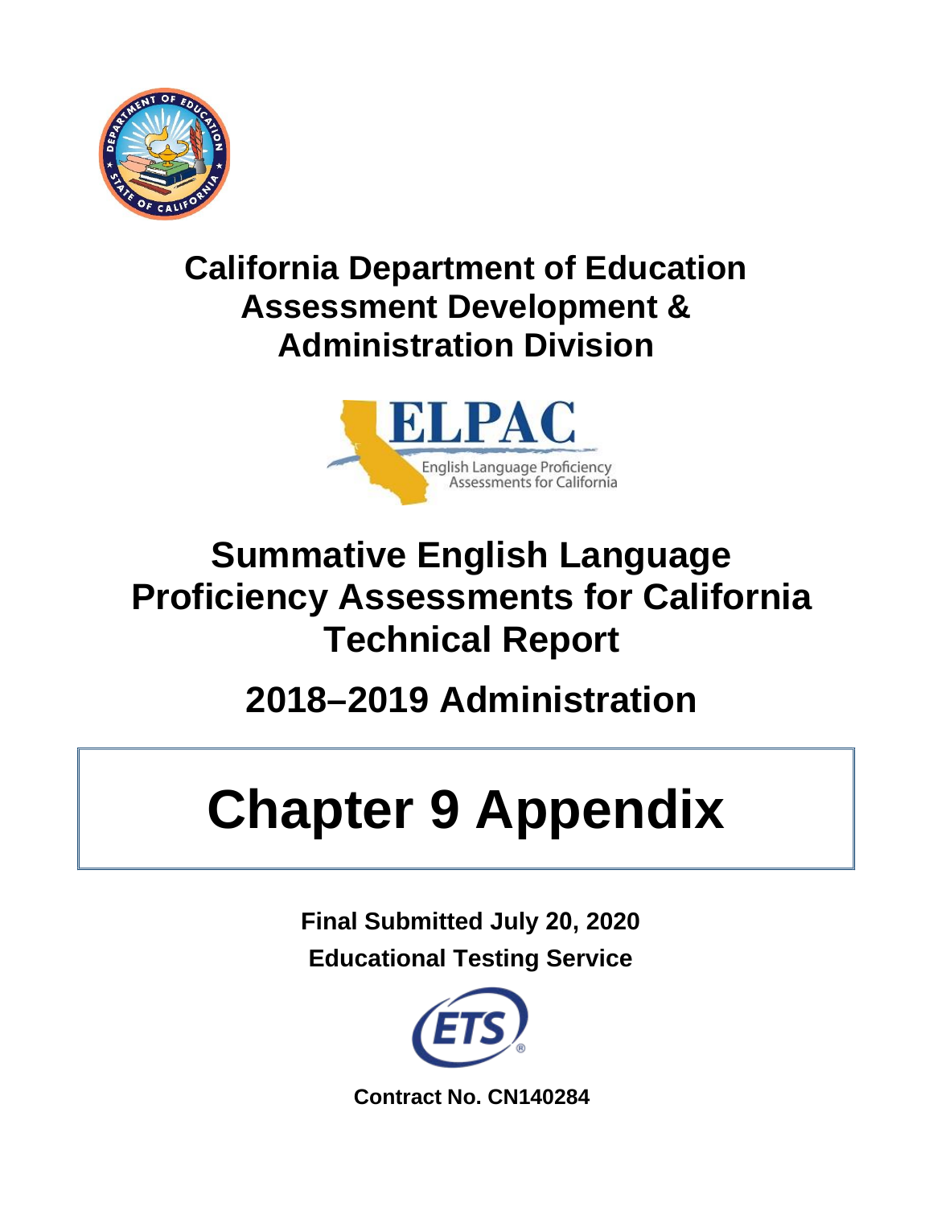# California Department of Education Assessment Development & Administration Division

ELPAC

English Language Proficiency Assessments for California

# Summative English Language Proficiency Assessments for California Technical Report

## 2018–2019 Administration

# Chapter 9 Appendix

**Final Submitted July 20, 2020**

**Educational Testing Service**

**Contract No. CN140284**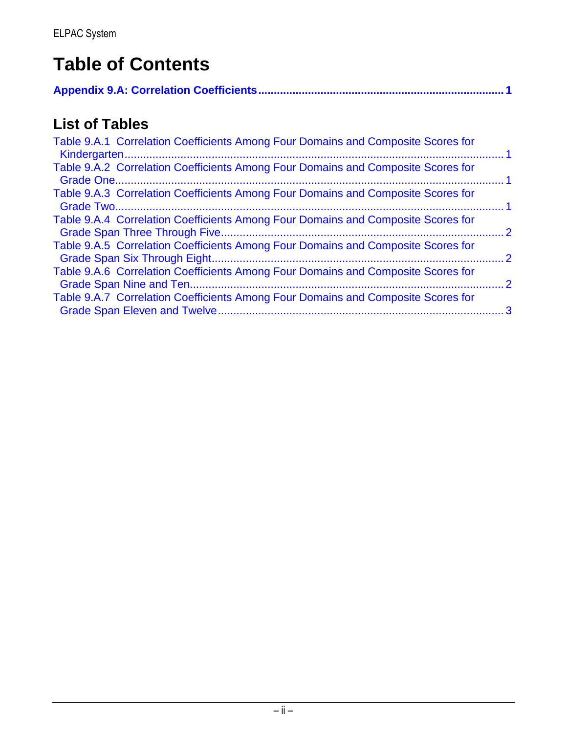# Table of Contents

**Appendix 9.A: Correlation Coefficients ........ 1**

## List of Tables

Table 9.A.1 Correlation Coefficients Among Four Domains and Composite Scores for Kindergarten ........ 1

Table 9.A.2 Correlation Coefficients Among Four Domains and Composite Scores for Grade One ........ 1

Table 9.A.3 Correlation Coefficients Among Four Domains and Composite Scores for Grade Two ........ 1

Table 9.A.4 Correlation Coefficients Among Four Domains and Composite Scores for Grade Span Three Through Five ........ 2

Table 9.A.5 Correlation Coefficients Among Four Domains and Composite Scores for Grade Span Six Through Eight ........ 2

Table 9.A.6 Correlation Coefficients Among Four Domains and Composite Scores for Grade Span Nine and Ten ........ 2

Table 9.A.7 Correlation Coefficients Among Four Domains and Composite Scores for Grade Span Eleven and Twelve ........ 3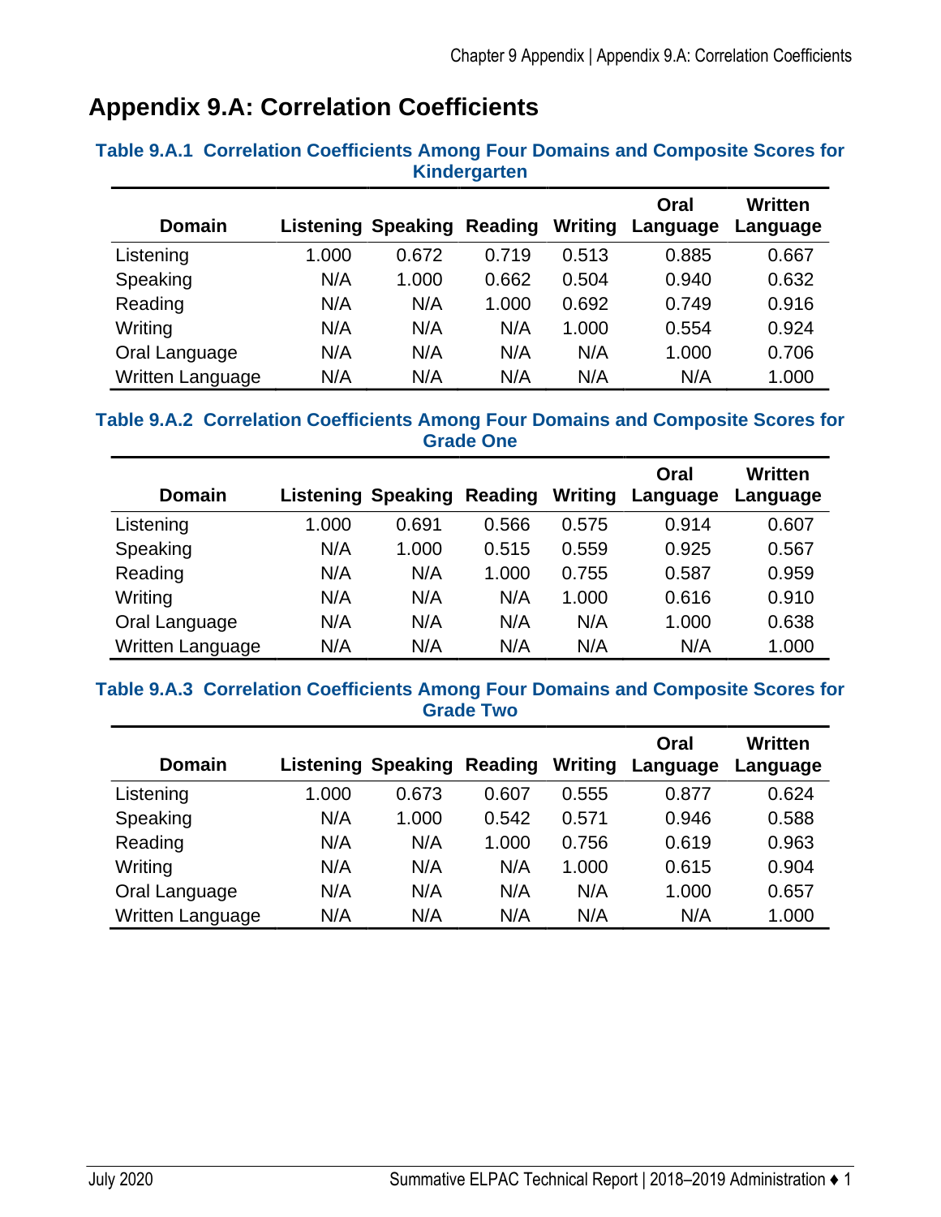# Appendix 9.A: Correlation Coefficients

### Table 9.A.1 Correlation Coefficients Among Four Domains and Composite Scores for Kindergarten

| Domain | Listening | Speaking | Reading | Writing | Oral Language | Written Language |
|---|---|---|---|---|---|---|
| Listening | 1.000 | 0.672 | 0.719 | 0.513 | 0.885 | 0.667 |
| Speaking | N/A | 1.000 | 0.662 | 0.504 | 0.940 | 0.632 |
| Reading | N/A | N/A | 1.000 | 0.692 | 0.749 | 0.916 |
| Writing | N/A | N/A | N/A | 1.000 | 0.554 | 0.924 |
| Oral Language | N/A | N/A | N/A | N/A | 1.000 | 0.706 |
| Written Language | N/A | N/A | N/A | N/A | N/A | 1.000 |

### Table 9.A.2 Correlation Coefficients Among Four Domains and Composite Scores for Grade One

| Domain | Listening | Speaking | Reading | Writing | Oral Language | Written Language |
|---|---|---|---|---|---|---|
| Listening | 1.000 | 0.691 | 0.566 | 0.575 | 0.914 | 0.607 |
| Speaking | N/A | 1.000 | 0.515 | 0.559 | 0.925 | 0.567 |
| Reading | N/A | N/A | 1.000 | 0.755 | 0.587 | 0.959 |
| Writing | N/A | N/A | N/A | 1.000 | 0.616 | 0.910 |
| Oral Language | N/A | N/A | N/A | N/A | 1.000 | 0.638 |
| Written Language | N/A | N/A | N/A | N/A | N/A | 1.000 |

### Table 9.A.3 Correlation Coefficients Among Four Domains and Composite Scores for Grade Two

| Domain | Listening | Speaking | Reading | Writing | Oral Language | Written Language |
|---|---|---|---|---|---|---|
| Listening | 1.000 | 0.673 | 0.607 | 0.555 | 0.877 | 0.624 |
| Speaking | N/A | 1.000 | 0.542 | 0.571 | 0.946 | 0.588 |
| Reading | N/A | N/A | 1.000 | 0.756 | 0.619 | 0.963 |
| Writing | N/A | N/A | N/A | 1.000 | 0.615 | 0.904 |
| Oral Language | N/A | N/A | N/A | N/A | 1.000 | 0.657 |
| Written Language | N/A | N/A | N/A | N/A | N/A | 1.000 |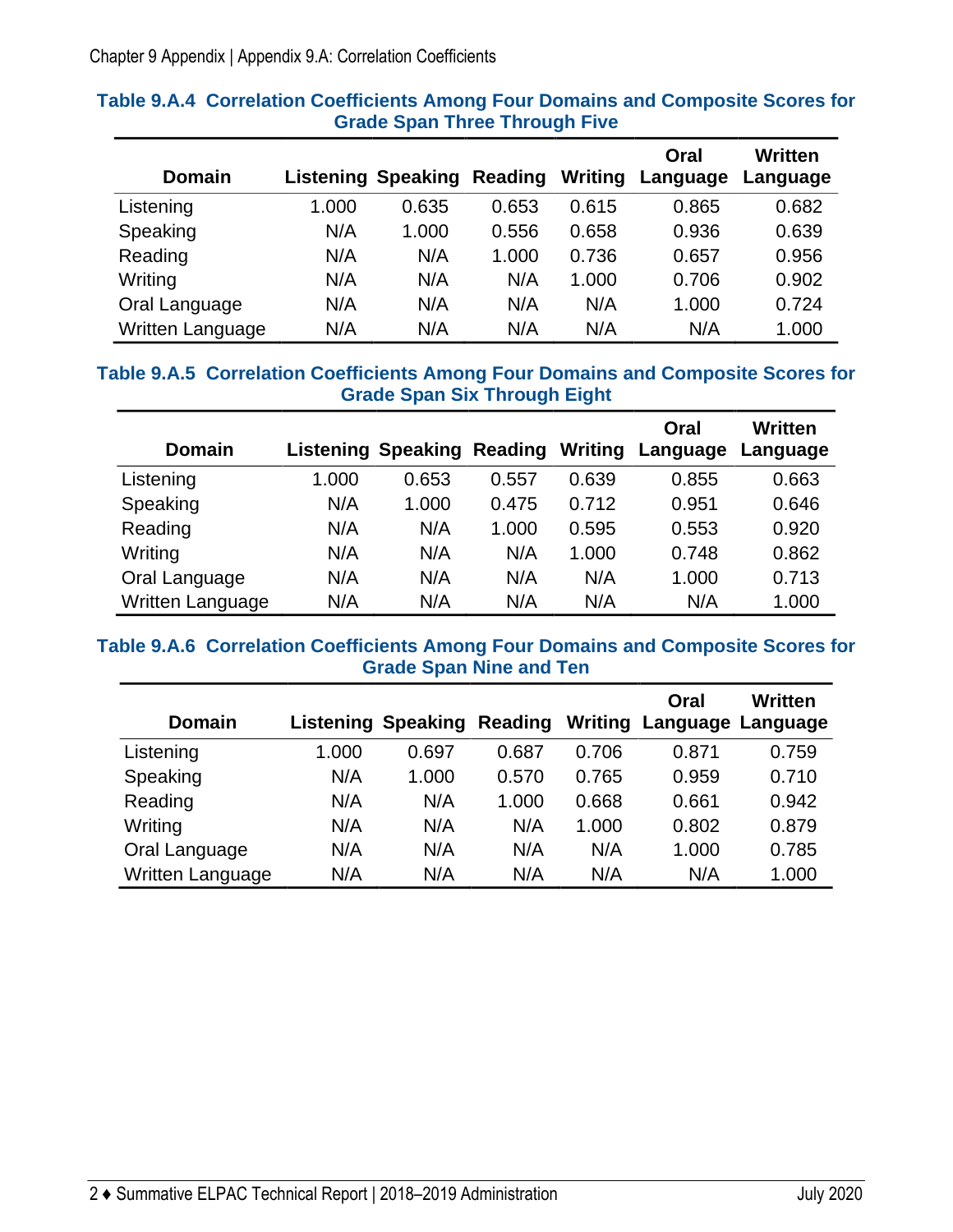**Table 9.A.4 Correlation Coefficients Among Four Domains and Composite Scores for Grade Span Three Through Five**

| Domain | Listening | Speaking | Reading | Writing | Oral Language | Written Language |
|---|---|---|---|---|---|---|
| Listening | 1.000 | 0.635 | 0.653 | 0.615 | 0.865 | 0.682 |
| Speaking | N/A | 1.000 | 0.556 | 0.658 | 0.936 | 0.639 |
| Reading | N/A | N/A | 1.000 | 0.736 | 0.657 | 0.956 |
| Writing | N/A | N/A | N/A | 1.000 | 0.706 | 0.902 |
| Oral Language | N/A | N/A | N/A | N/A | 1.000 | 0.724 |
| Written Language | N/A | N/A | N/A | N/A | N/A | 1.000 |

**Table 9.A.5 Correlation Coefficients Among Four Domains and Composite Scores for Grade Span Six Through Eight**

| Domain | Listening | Speaking | Reading | Writing | Oral Language | Written Language |
|---|---|---|---|---|---|---|
| Listening | 1.000 | 0.653 | 0.557 | 0.639 | 0.855 | 0.663 |
| Speaking | N/A | 1.000 | 0.475 | 0.712 | 0.951 | 0.646 |
| Reading | N/A | N/A | 1.000 | 0.595 | 0.553 | 0.920 |
| Writing | N/A | N/A | N/A | 1.000 | 0.748 | 0.862 |
| Oral Language | N/A | N/A | N/A | N/A | 1.000 | 0.713 |
| Written Language | N/A | N/A | N/A | N/A | N/A | 1.000 |

**Table 9.A.6 Correlation Coefficients Among Four Domains and Composite Scores for Grade Span Nine and Ten**

| Domain | Listening | Speaking | Reading | Writing | Oral Language | Written Language |
|---|---|---|---|---|---|---|
| Listening | 1.000 | 0.697 | 0.687 | 0.706 | 0.871 | 0.759 |
| Speaking | N/A | 1.000 | 0.570 | 0.765 | 0.959 | 0.710 |
| Reading | N/A | N/A | 1.000 | 0.668 | 0.661 | 0.942 |
| Writing | N/A | N/A | N/A | 1.000 | 0.802 | 0.879 |
| Oral Language | N/A | N/A | N/A | N/A | 1.000 | 0.785 |
| Written Language | N/A | N/A | N/A | N/A | N/A | 1.000 |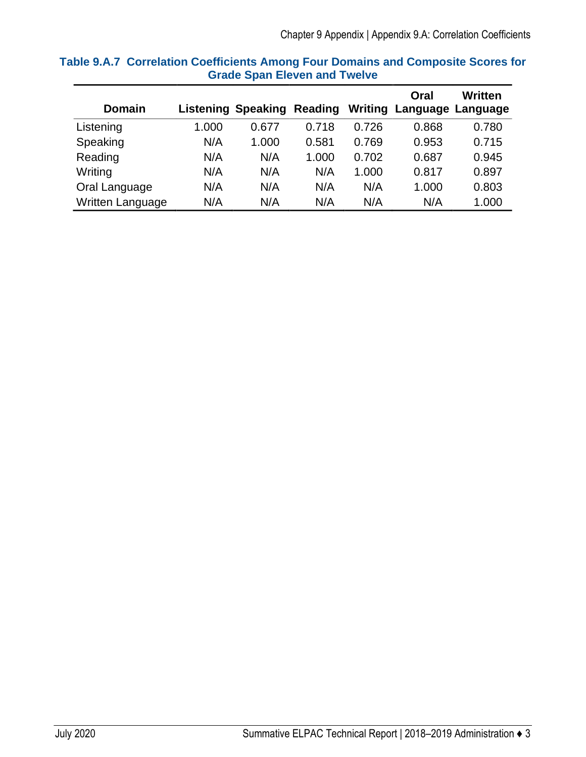**Table 9.A.7 Correlation Coefficients Among Four Domains and Composite Scores for Grade Span Eleven and Twelve**

| Domain | Listening | Speaking | Reading | Writing | Oral Language | Written Language |
|---|---|---|---|---|---|---|
| Listening | 1.000 | 0.677 | 0.718 | 0.726 | 0.868 | 0.780 |
| Speaking | N/A | 1.000 | 0.581 | 0.769 | 0.953 | 0.715 |
| Reading | N/A | N/A | 1.000 | 0.702 | 0.687 | 0.945 |
| Writing | N/A | N/A | N/A | 1.000 | 0.817 | 0.897 |
| Oral Language | N/A | N/A | N/A | N/A | 1.000 | 0.803 |
| Written Language | N/A | N/A | N/A | N/A | N/A | 1.000 |